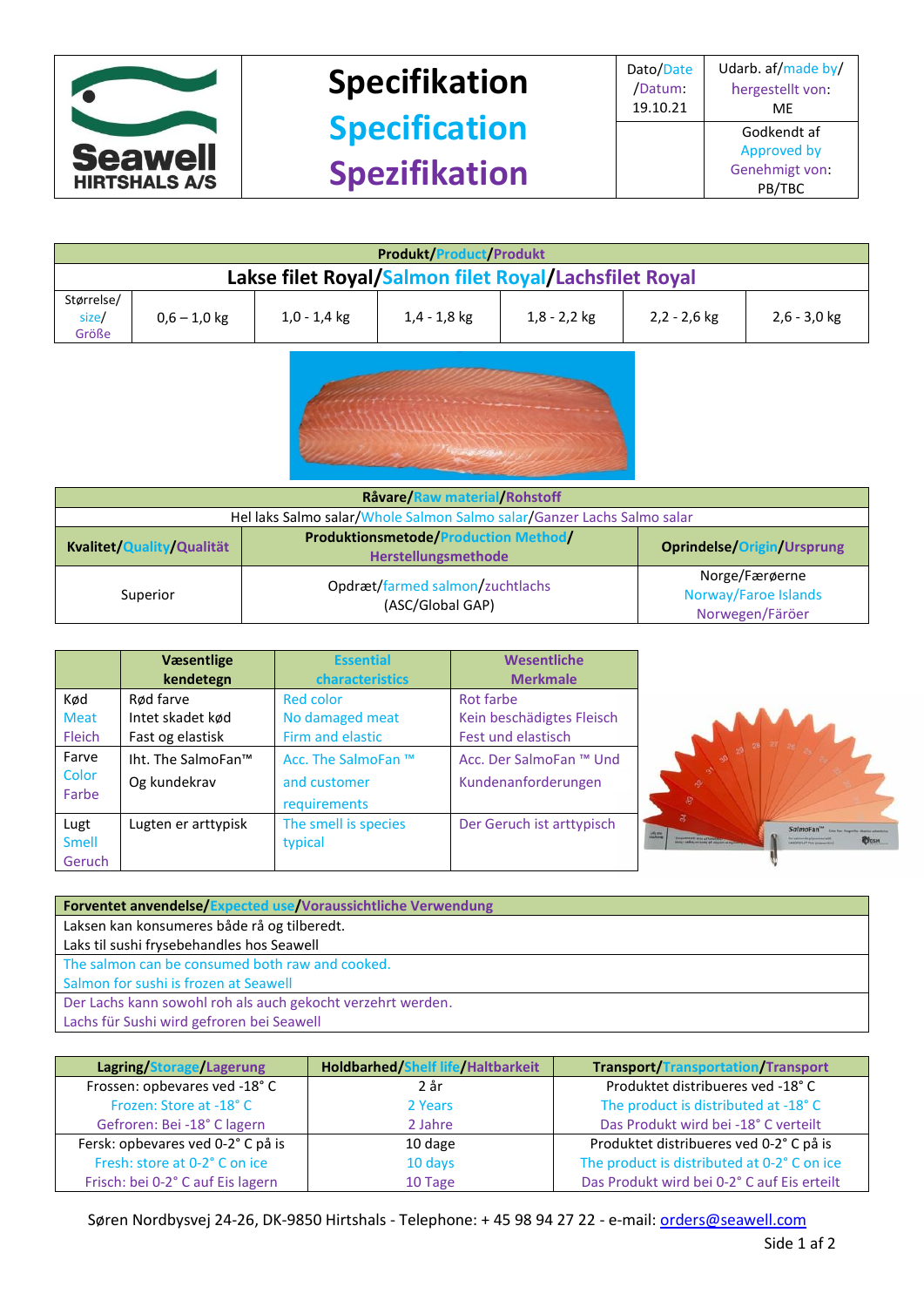| Seawell HIRTSHALS A/S | **Specifikation** / **Specification** / **Spezifikation** | Dato/Date /Datum: 19.10.21 | Udarb. af/made by/ hergestellt von: ME |
|---|---|---|---|
| | | | Godkendt af Approved by Genehmigt von: PB/TBC |

| **Produkt/Product/Produkt** | | | | | | |
|---|---|---|---|---|---|---|
| **Lakse filet Royal/Salmon filet Royal/Lachsfilet Royal** | | | | | | |
| Størrelse/ size/ Größe | 0,6 – 1,0 kg | 1,0 - 1,4 kg | 1,4 - 1,8 kg | 1,8 - 2,2 kg | 2,2 - 2,6 kg | 2,6 - 3,0 kg |

| **Råvare/Raw material/Rohstoff** | | |
|---|---|---|
| Hel laks Salmo salar/Whole Salmon Salmo salar/Ganzer Lachs Salmo salar | | |
| **Kvalitet/Quality/Qualität** | **Produktionsmetode/Production Method/ Herstellungsmethode** | **Oprindelse/Origin/Ursprung** |
| Superior | Opdræt/farmed salmon/zuchtlachs (ASC/Global GAP) | Norge/Færøerne Norway/Faroe Islands Norwegen/Färöer |

| | **Væsentlige kendetegn** | **Essential characteristics** | **Wesentliche Merkmale** |
|---|---|---|---|
| Kød Meat Fleich | Rød farve Intet skadet kød Fast og elastisk | Red color No damaged meat Firm and elastic | Rot farbe Kein beschädigtes Fleisch Fest und elastisch |
| Farve Color Farbe | Iht. The SalmoFan™ Og kundekrav | Acc. The SalmoFan ™ and customer requirements | Acc. Der SalmoFan ™ Und Kundenanforderungen |
| Lugt Smell Geruch | Lugten er arttypisk | The smell is species typical | Der Geruch ist arttypisch |

| **Forventet anvendelse/Expected use/Voraussichtliche Verwendung** |
|---|
| Laksen kan konsumeres både rå og tilberedt. Laks til sushi frysebehandles hos Seawell |
| The salmon can be consumed both raw and cooked. Salmon for sushi is frozen at Seawell |
| Der Lachs kann sowohl roh als auch gekocht verzehrt werden. Lachs für Sushi wird gefroren bei Seawell |

| **Lagring/Storage/Lagerung** | **Holdbarhed/Shelf life/Haltbarkeit** | **Transport/Transportation/Transport** |
|---|---|---|
| Frossen: opbevares ved -18° C Frozen: Store at -18° C Gefroren: Bei -18° C lagern | 2 år 2 Years 2 Jahre | Produktet distribueres ved -18° C The product is distributed at -18° C Das Produkt wird bei -18° C verteilt |
| Fersk: opbevares ved 0-2° C på is Fresh: store at 0-2° C on ice Frisch: bei 0-2° C auf Eis lagern | 10 dage 10 days 10 Tage | Produktet distribueres ved 0-2° C på is The product is distributed at 0-2° C on ice Das Produkt wird bei 0-2° C auf Eis erteilt |

Søren Nordbysvej 24-26, DK-9850 Hirtshals - Telephone: + 45 98 94 27 22 - e-mail: orders@seawell.com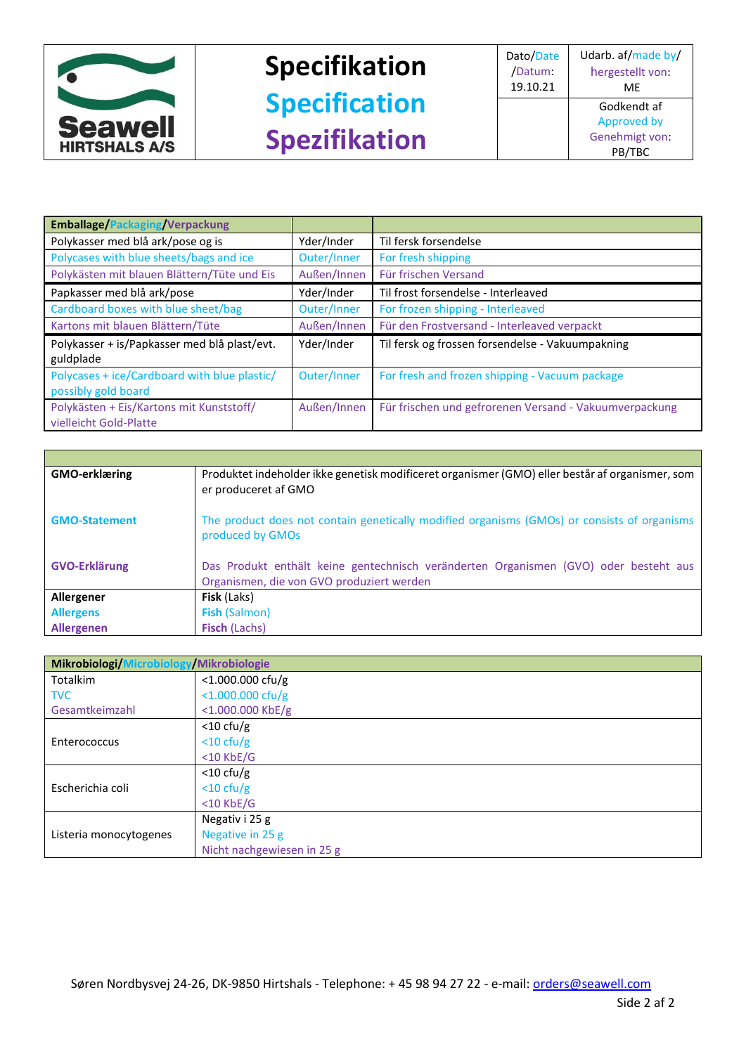| Seawell HIRTSHALS A/S | Specifikation<br>Specification<br>Spezifikation | Dato/Date/Datum: 19.10.21 | Udarb. af/made by/ hergestellt von: ME |
|---|---|---|---|
| | | | Godkendt af Approved by Genehmigt von: PB/TBC |

| Emballage/Packaging/Verpackung | | |
|---|---|---|
| Polykasser med blå ark/pose og is | Yder/Inder | Til fersk forsendelse |
| Polycases with blue sheets/bags and ice | Outer/Inner | For fresh shipping |
| Polykästen mit blauen Blättern/Tüte und Eis | Außen/Innen | Für frischen Versand |
| Papkasser med blå ark/pose | Yder/Inder | Til frost forsendelse - Interleaved |
| Cardboard boxes with blue sheet/bag | Outer/Inner | For frozen shipping - Interleaved |
| Kartons mit blauen Blättern/Tüte | Außen/Innen | Für den Frostversand - Interleaved verpackt |
| Polykasser + is/Papkasser med blå plast/evt. guldplade | Yder/Inder | Til fersk og frossen forsendelse - Vakuumpakning |
| Polycases + ice/Cardboard with blue plastic/ possibly gold board | Outer/Inner | For fresh and frozen shipping - Vacuum package |
| Polykästen + Eis/Kartons mit Kunststoff/ vielleicht Gold-Platte | Außen/Innen | Für frischen und gefrorenen Versand - Vakuumverpackung |

| | |
|---|---|
| **GMO-erklæring** | Produktet indeholder ikke genetisk modificeret organismer (GMO) eller består af organismer, som er produceret af GMO |
| **GMO-Statement** | The product does not contain genetically modified organisms (GMOs) or consists of organisms produced by GMOs |
| **GVO-Erklärung** | Das Produkt enthält keine gentechnisch veränderten Organismen (GVO) oder besteht aus Organismen, die von GVO produziert werden |
| **Allergener**<br>**Allergens**<br>**Allergenen** | **Fisk** (Laks)<br>**Fish** (Salmon)<br>**Fisch** (Lachs) |

| Mikrobiologi/Microbiology/Mikrobiologie | |
|---|---|
| Totalkim<br>TVC<br>Gesamtkeimzahl | <1.000.000 cfu/g<br><1.000.000 cfu/g<br><1.000.000 KbE/g |
| Enterococcus | <10 cfu/g<br><10 cfu/g<br><10 KbE/G |
| Escherichia coli | <10 cfu/g<br><10 cfu/g<br><10 KbE/G |
| Listeria monocytogenes | Negativ i 25 g<br>Negative in 25 g<br>Nicht nachgewiesen in 25 g |

Søren Nordbysvej 24-26, DK-9850 Hirtshals - Telephone: + 45 98 94 27 22 - e-mail: orders@seawell.com